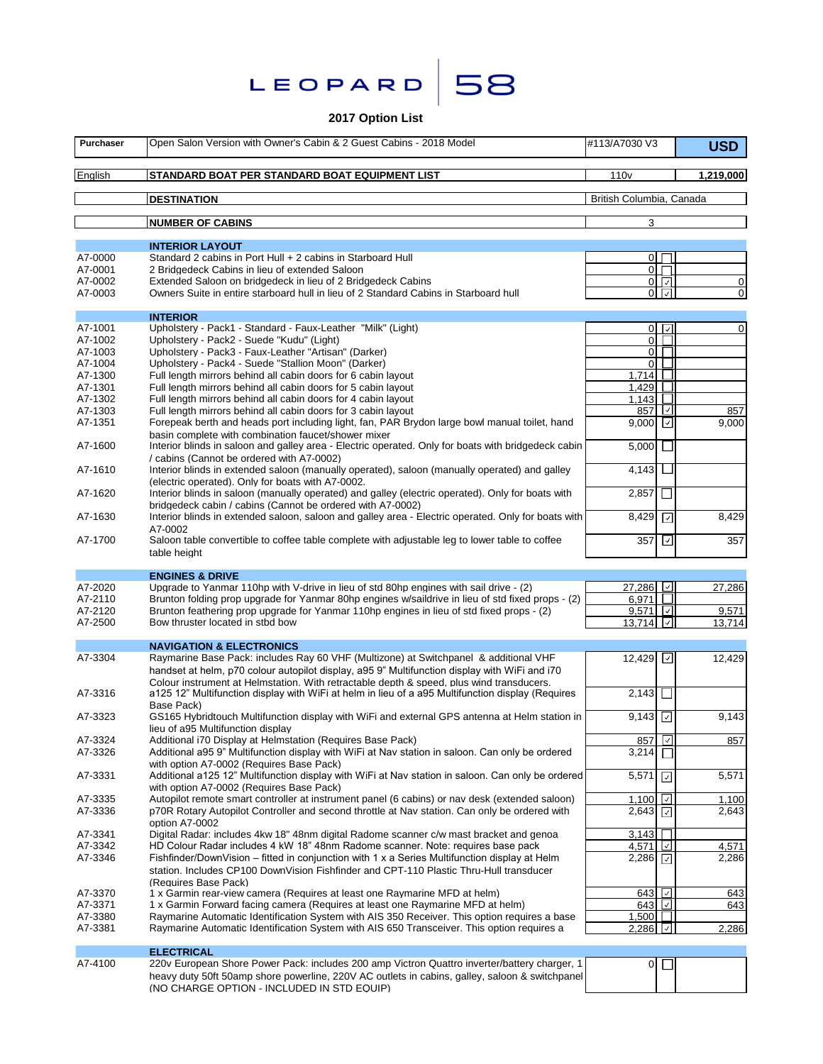# LEOPARD 58

## 2017 Option List

| Purchaser | Open Salon Version with Owner's Cabin & 2 Guest Cabins - 2018 Model | #113/A7030 V3 | | USD |
|---|---|---|---|---|
| English | **STANDARD BOAT PER STANDARD BOAT EQUIPMENT LIST** | 110v | | 1,219,000 |
| | **DESTINATION** | British Columbia, Canada | | |
| | **NUMBER OF CABINS** | 3 | | |

| Code | Description | Price | Selected | Total |
|---|---|---|---|---|
| | **INTERIOR LAYOUT** | | | |
| A7-0000 | Standard 2 cabins in Port Hull + 2 cabins in Starboard Hull | 0 | ☐ | |
| A7-0001 | 2 Bridgedeck Cabins in lieu of extended Saloon | 0 | ☐ | |
| A7-0002 | Extended Saloon on bridgedeck in lieu of 2 Bridgedeck Cabins | 0 | ☑ | 0 |
| A7-0003 | Owners Suite in entire starboard hull in lieu of 2 Standard Cabins in Starboard hull | 0 | ☑ | 0 |
| | **INTERIOR** | | | |
| A7-1001 | Upholstery - Pack1 - Standard - Faux-Leather "Milk" (Light) | 0 | ☑ | 0 |
| A7-1002 | Upholstery - Pack2 - Suede "Kudu" (Light) | 0 | ☐ | |
| A7-1003 | Upholstery - Pack3 - Faux-Leather "Artisan" (Darker) | 0 | ☐ | |
| A7-1004 | Upholstery - Pack4 - Suede "Stallion Moon" (Darker) | 0 | ☐ | |
| A7-1300 | Full length mirrors behind all cabin doors for 6 cabin layout | 1,714 | ☐ | |
| A7-1301 | Full length mirrors behind all cabin doors for 5 cabin layout | 1,429 | ☐ | |
| A7-1302 | Full length mirrors behind all cabin doors for 4 cabin layout | 1,143 | ☐ | |
| A7-1303 | Full length mirrors behind all cabin doors for 3 cabin layout | 857 | ☑ | 857 |
| A7-1351 | Forepeak berth and heads port including light, fan, PAR Brydon large bowl manual toilet, hand basin complete with combination faucet/shower mixer | 9,000 | ☑ | 9,000 |
| A7-1600 | Interior blinds in saloon and galley area - Electric operated. Only for boats with bridgedeck cabin / cabins (Cannot be ordered with A7-0002) | 5,000 | ☐ | |
| A7-1610 | Interior blinds in extended saloon (manually operated), saloon (manually operated) and galley (electric operated). Only for boats with A7-0002. | 4,143 | ☐ | |
| A7-1620 | Interior blinds in saloon (manually operated) and galley (electric operated). Only for boats with bridgedeck cabin / cabins (Cannot be ordered with A7-0002) | 2,857 | ☐ | |
| A7-1630 | Interior blinds in extended saloon, saloon and galley area - Electric operated. Only for boats with A7-0002 | 8,429 | ☑ | 8,429 |
| A7-1700 | Saloon table convertible to coffee table complete with adjustable leg to lower table to coffee table height | 357 | ☑ | 357 |
| | **ENGINES & DRIVE** | | | |
| A7-2020 | Upgrade to Yanmar 110hp with V-drive in lieu of std 80hp engines with sail drive - (2) | 27,286 | ☑ | 27,286 |
| A7-2110 | Brunton folding prop upgrade for Yanmar 80hp engines w/saildrive in lieu of std fixed props - (2) | 6,971 | ☐ | |
| A7-2120 | Brunton feathering prop upgrade for Yanmar 110hp engines in lieu of std fixed props - (2) | 9,571 | ☑ | 9,571 |
| A7-2500 | Bow thruster located in stbd bow | 13,714 | ☑ | 13,714 |
| | **NAVIGATION & ELECTRONICS** | | | |
| A7-3304 | Raymarine Base Pack: includes Ray 60 VHF (Multizone) at Switchpanel & additional VHF handset at helm, p70 colour autopilot display, a95 9" Multifunction display with WiFi and i70 Colour instrument at Helmstation. With retractable depth & speed, plus wind transducers. | 12,429 | ☑ | 12,429 |
| A7-3316 | a125 12" Multifunction display with WiFi at helm in lieu of a a95 Multifunction display (Requires Base Pack) | 2,143 | ☐ | |
| A7-3323 | GS165 Hybridtouch Multifunction display with WiFi and external GPS antenna at Helm station in lieu of a95 Multifunction display | 9,143 | ☑ | 9,143 |
| A7-3324 | Additional i70 Display at Helmstation (Requires Base Pack) | 857 | ☑ | 857 |
| A7-3326 | Additional a95 9" Multifunction display with WiFi at Nav station in saloon. Can only be ordered with option A7-0002 (Requires Base Pack) | 3,214 | ☐ | |
| A7-3331 | Additional a125 12" Multifunction display with WiFi at Nav station in saloon. Can only be ordered with option A7-0002 (Requires Base Pack) | 5,571 | ☑ | 5,571 |
| A7-3335 | Autopilot remote smart controller at instrument panel (6 cabins) or nav desk (extended saloon) | 1,100 | ☑ | 1,100 |
| A7-3336 | p70R Rotary Autopilot Controller and second throttle at Nav station. Can only be ordered with option A7-0002 | 2,643 | ☑ | 2,643 |
| A7-3341 | Digital Radar: includes 4kw 18" 48nm digital Radome scanner c/w mast bracket and genoa | 3,143 | ☐ | |
| A7-3342 | HD Colour Radar includes 4 kW 18" 48nm Radome scanner. Note: requires base pack | 4,571 | ☑ | 4,571 |
| A7-3346 | Fishfinder/DownVision – fitted in conjunction with 1 x a Series Multifunction display at Helm station. Includes CP100 DownVision Fishfinder and CPT-110 Plastic Thru-Hull transducer (Requires Base Pack) | 2,286 | ☑ | 2,286 |
| A7-3370 | 1 x Garmin rear-view camera (Requires at least one Raymarine MFD at helm) | 643 | ☑ | 643 |
| A7-3371 | 1 x Garmin Forward facing camera (Requires at least one Raymarine MFD at helm) | 643 | ☑ | 643 |
| A7-3380 | Raymarine Automatic Identification System with AIS 350 Receiver. This option requires a base | 1,500 | ☐ | |
| A7-3381 | Raymarine Automatic Identification System with AIS 650 Transceiver. This option requires a | 2,286 | ☑ | 2,286 |
| | **ELECTRICAL** | | | |
| A7-4100 | 220v European Shore Power Pack: includes 200 amp Victron Quattro inverter/battery charger, 1 heavy duty 50ft 50amp shore powerline, 220V AC outlets in cabins, galley, saloon & switchpanel (NO CHARGE OPTION - INCLUDED IN STD EQUIP) | 0 | ☐ | |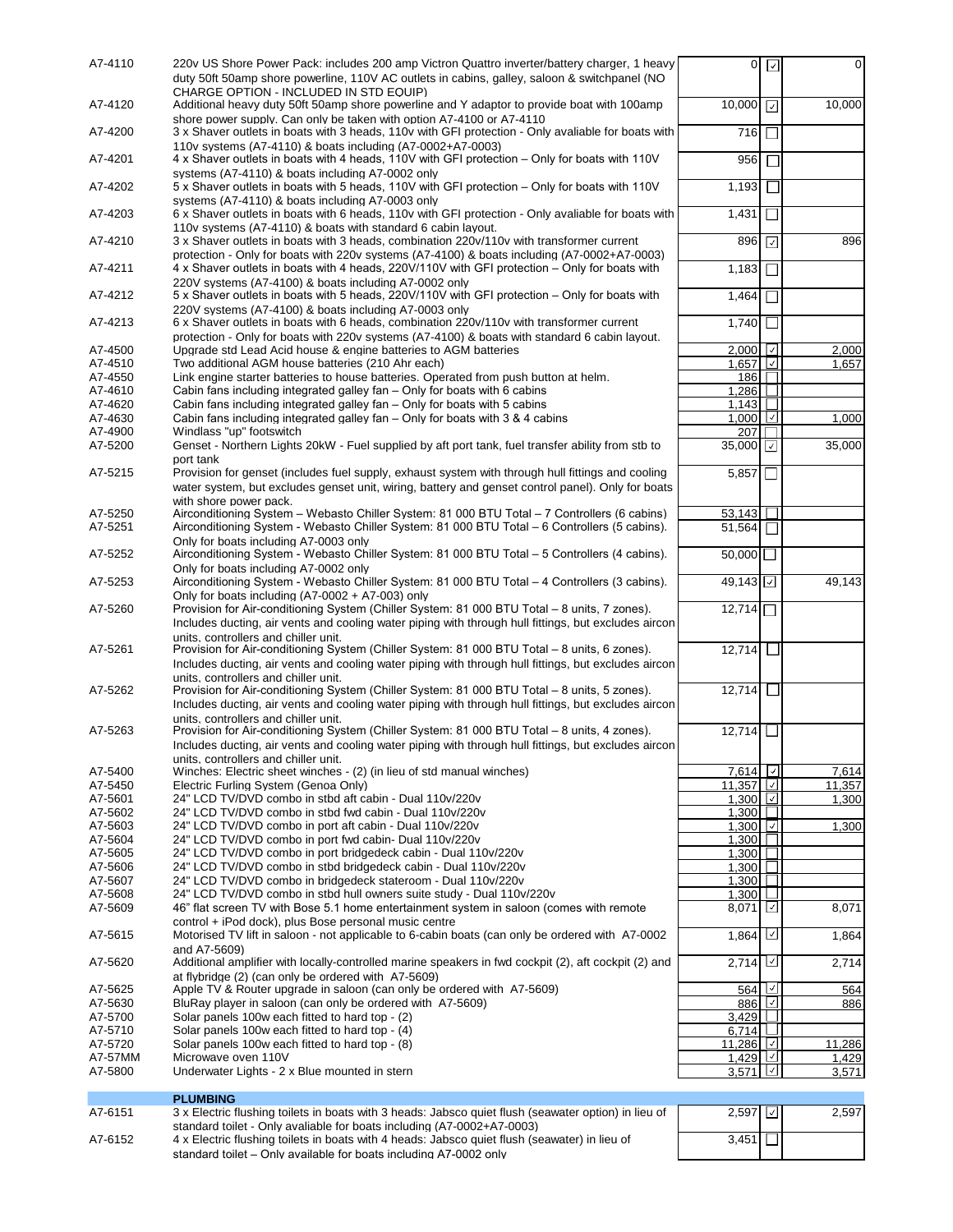| Code | Description | Price | Selected | Total |
|---|---|---|---|---|
| A7-4110 | 220v US Shore Power Pack: includes 200 amp Victron Quattro inverter/battery charger, 1 heavy duty 50ft 50amp shore powerline, 110V AC outlets in cabins, galley, saloon & switchpanel (NO CHARGE OPTION - INCLUDED IN STD EQUIP) | 0 | ☑ | 0 |
| A7-4120 | Additional heavy duty 50ft 50amp shore powerline and Y adaptor to provide boat with 100amp shore power supply. Can only be taken with option A7-4100 or A7-4110 | 10,000 | ☑ | 10,000 |
| A7-4200 | 3 x Shaver outlets in boats with 3 heads, 110v with GFI protection - Only avaliable for boats with 110v systems (A7-4110) & boats including (A7-0002+A7-0003) | 716 | ☐ | |
| A7-4201 | 4 x Shaver outlets in boats with 4 heads, 110V with GFI protection – Only for boats with 110V systems (A7-4110) & boats including A7-0002 only | 956 | ☐ | |
| A7-4202 | 5 x Shaver outlets in boats with 5 heads, 110V with GFI protection – Only for boats with 110V systems (A7-4110) & boats including A7-0003 only | 1,193 | ☐ | |
| A7-4203 | 6 x Shaver outlets in boats with 6 heads, 110v with GFI protection - Only avaliable for boats with 110v systems (A7-4110) & boats with standard 6 cabin layout. | 1,431 | ☐ | |
| A7-4210 | 3 x Shaver outlets in boats with 3 heads, combination 220v/110v with transformer current protection - Only for boats with 220v systems (A7-4100) & boats including (A7-0002+A7-0003) | 896 | ☑ | 896 |
| A7-4211 | 4 x Shaver outlets in boats with 4 heads, 220V/110V with GFI protection – Only for boats with 220V systems (A7-4100) & boats including A7-0002 only | 1,183 | ☐ | |
| A7-4212 | 5 x Shaver outlets in boats with 5 heads, 220V/110V with GFI protection – Only for boats with 220V systems (A7-4100) & boats including A7-0003 only | 1,464 | ☐ | |
| A7-4213 | 6 x Shaver outlets in boats with 6 heads, combination 220v/110v with transformer current protection - Only for boats with 220v systems (A7-4100) & boats with standard 6 cabin layout. | 1,740 | ☐ | |
| A7-4500 | Upgrade std Lead Acid house & engine batteries to AGM batteries | 2,000 | ☑ | 2,000 |
| A7-4510 | Two additional AGM house batteries (210 Ahr each) | 1,657 | ☑ | 1,657 |
| A7-4550 | Link engine starter batteries to house batteries. Operated from push button at helm. | 186 | ☐ | |
| A7-4610 | Cabin fans including integrated galley fan – Only for boats with 6 cabins | 1,286 | ☐ | |
| A7-4620 | Cabin fans including integrated galley fan – Only for boats with 5 cabins | 1,143 | ☐ | |
| A7-4630 | Cabin fans including integrated galley fan – Only for boats with 3 & 4 cabins | 1,000 | ☑ | 1,000 |
| A7-4900 | Windlass "up" footswitch | 207 | ☐ | |
| A7-5200 | Genset - Northern Lights 20kW - Fuel supplied by aft port tank, fuel transfer ability from stb to port tank | 35,000 | ☑ | 35,000 |
| A7-5215 | Provision for genset (includes fuel supply, exhaust system with through hull fittings and cooling water system, but excludes genset unit, wiring, battery and genset control panel). Only for boats with shore power pack. | 5,857 | ☐ | |
| A7-5250 | Airconditioning System – Webasto Chiller System: 81 000 BTU Total – 7 Controllers (6 cabins) | 53,143 | ☐ | |
| A7-5251 | Airconditioning System - Webasto Chiller System: 81 000 BTU Total – 6 Controllers (5 cabins). Only for boats including A7-0003 only | 51,564 | ☐ | |
| A7-5252 | Airconditioning System - Webasto Chiller System: 81 000 BTU Total – 5 Controllers (4 cabins). Only for boats including A7-0002 only | 50,000 | ☐ | |
| A7-5253 | Airconditioning System - Webasto Chiller System: 81 000 BTU Total – 4 Controllers (3 cabins). Only for boats including (A7-0002 + A7-003) only | 49,143 | ☑ | 49,143 |
| A7-5260 | Provision for Air-conditioning System (Chiller System: 81 000 BTU Total – 8 units, 7 zones). Includes ducting, air vents and cooling water piping with through hull fittings, but excludes aircon units, controllers and chiller unit. | 12,714 | ☐ | |
| A7-5261 | Provision for Air-conditioning System (Chiller System: 81 000 BTU Total – 8 units, 6 zones). Includes ducting, air vents and cooling water piping with through hull fittings, but excludes aircon units, controllers and chiller unit. | 12,714 | ☐ | |
| A7-5262 | Provision for Air-conditioning System (Chiller System: 81 000 BTU Total – 8 units, 5 zones). Includes ducting, air vents and cooling water piping with through hull fittings, but excludes aircon units, controllers and chiller unit. | 12,714 | ☐ | |
| A7-5263 | Provision for Air-conditioning System (Chiller System: 81 000 BTU Total – 8 units, 4 zones). Includes ducting, air vents and cooling water piping with through hull fittings, but excludes aircon units, controllers and chiller unit. | 12,714 | ☐ | |
| A7-5400 | Winches: Electric sheet winches - (2) (in lieu of std manual winches) | 7,614 | ☑ | 7,614 |
| A7-5450 | Electric Furling System (Genoa Only) | 11,357 | ☑ | 11,357 |
| A7-5601 | 24" LCD TV/DVD combo in stbd aft cabin - Dual 110v/220v | 1,300 | ☑ | 1,300 |
| A7-5602 | 24" LCD TV/DVD combo in stbd fwd cabin - Dual 110v/220v | 1,300 | ☐ | |
| A7-5603 | 24" LCD TV/DVD combo in port aft cabin - Dual 110v/220v | 1,300 | ☑ | 1,300 |
| A7-5604 | 24" LCD TV/DVD combo in port fwd cabin- Dual 110v/220v | 1,300 | ☐ | |
| A7-5605 | 24" LCD TV/DVD combo in port bridgedeck cabin - Dual 110v/220v | 1,300 | ☐ | |
| A7-5606 | 24" LCD TV/DVD combo in stbd bridgedeck cabin - Dual 110v/220v | 1,300 | ☐ | |
| A7-5607 | 24" LCD TV/DVD combo in bridgedeck stateroom - Dual 110v/220v | 1,300 | ☐ | |
| A7-5608 | 24" LCD TV/DVD combo in stbd hull owners suite study - Dual 110v/220v | 1,300 | ☐ | |
| A7-5609 | 46" flat screen TV with Bose 5.1 home entertainment system in saloon (comes with remote control + iPod dock), plus Bose personal music centre | 8,071 | ☑ | 8,071 |
| A7-5615 | Motorised TV lift in saloon - not applicable to 6-cabin boats (can only be ordered with A7-0002 and A7-5609) | 1,864 | ☑ | 1,864 |
| A7-5620 | Additional amplifier with locally-controlled marine speakers in fwd cockpit (2), aft cockpit (2) and at flybridge (2) (can only be ordered with A7-5609) | 2,714 | ☑ | 2,714 |
| A7-5625 | Apple TV & Router upgrade in saloon (can only be ordered with A7-5609) | 564 | ☑ | 564 |
| A7-5630 | BluRay player in saloon (can only be ordered with A7-5609) | 886 | ☑ | 886 |
| A7-5700 | Solar panels 100w each fitted to hard top - (2) | 3,429 | ☐ | |
| A7-5710 | Solar panels 100w each fitted to hard top - (4) | 6,714 | ☐ | |
| A7-5720 | Solar panels 100w each fitted to hard top - (8) | 11,286 | ☑ | 11,286 |
| A7-57MM | Microwave oven 110V | 1,429 | ☑ | 1,429 |
| A7-5800 | Underwater Lights - 2 x Blue mounted in stern | 3,571 | ☑ | 3,571 |
| | **PLUMBING** | | | |
| A7-6151 | 3 x Electric flushing toilets in boats with 3 heads: Jabsco quiet flush (seawater option) in lieu of standard toilet - Only avaliable for boats including (A7-0002+A7-0003) | 2,597 | ☑ | 2,597 |
| A7-6152 | 4 x Electric flushing toilets in boats with 4 heads: Jabsco quiet flush (seawater) in lieu of standard toilet – Only available for boats including A7-0002 only | 3,451 | ☐ | |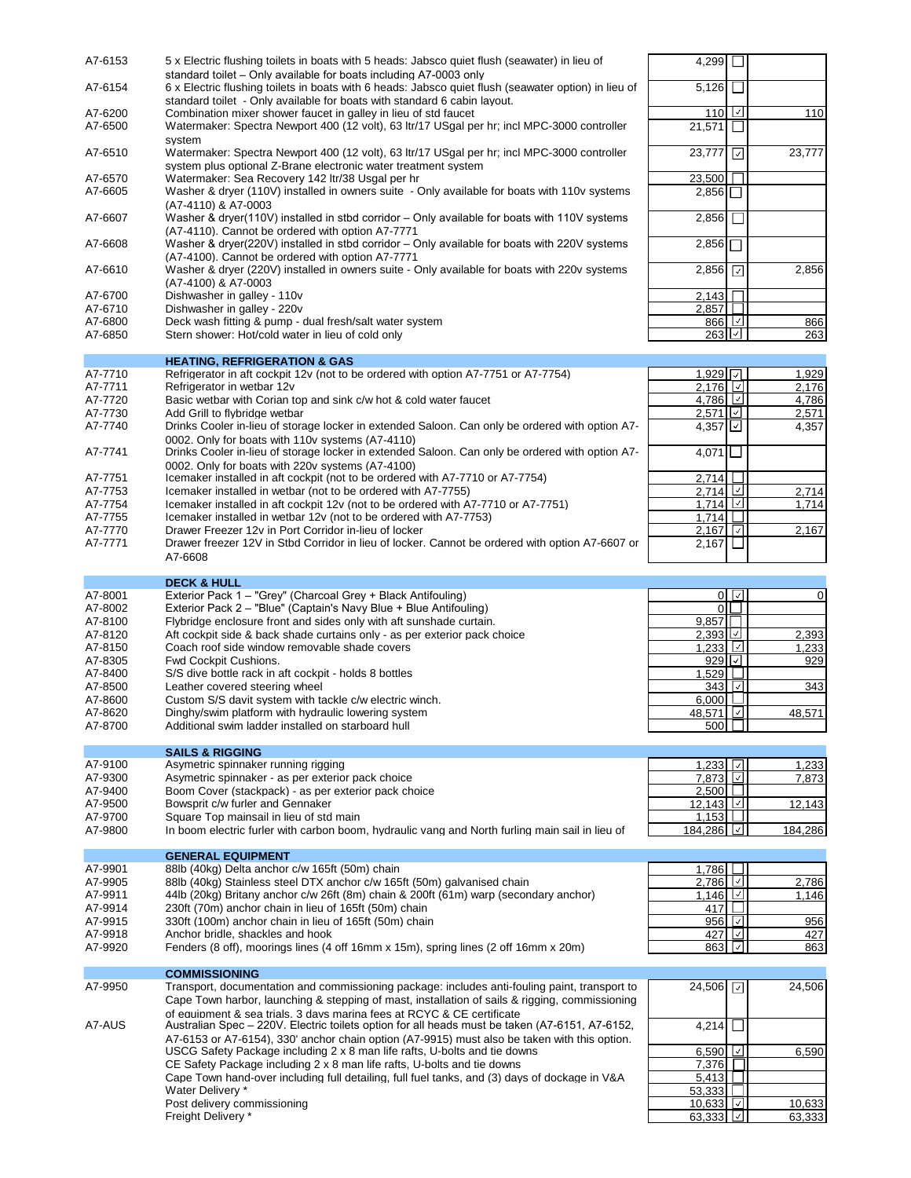| Code | Description | Price | Selected | Total |
|---|---|---|---|---|
| A7-6153 | 5 x Electric flushing toilets in boats with 5 heads: Jabsco quiet flush (seawater) in lieu of standard toilet – Only available for boats including A7-0003 only | 4,299 | ☐ | |
| A7-6154 | 6 x Electric flushing toilets in boats with 6 heads: Jabsco quiet flush (seawater option) in lieu of standard toilet - Only available for boats with standard 6 cabin layout. | 5,126 | ☐ | |
| A7-6200 | Combination mixer shower faucet in galley in lieu of std faucet | 110 | ☑ | 110 |
| A7-6500 | Watermaker: Spectra Newport 400 (12 volt), 63 ltr/17 USgal per hr; incl MPC-3000 controller system | 21,571 | ☐ | |
| A7-6510 | Watermaker: Spectra Newport 400 (12 volt), 63 ltr/17 USgal per hr; incl MPC-3000 controller system plus optional Z-Brane electronic water treatment system | 23,777 | ☑ | 23,777 |
| A7-6570 | Watermaker: Sea Recovery 142 ltr/38 Usgal per hr | 23,500 | ☐ | |
| A7-6605 | Washer & dryer (110V) installed in owners suite - Only available for boats with 110v systems (A7-4110) & A7-0003 | 2,856 | ☐ | |
| A7-6607 | Washer & dryer(110V) installed in stbd corridor – Only available for boats with 110V systems (A7-4110). Cannot be ordered with option A7-7771 | 2,856 | ☐ | |
| A7-6608 | Washer & dryer(220V) installed in stbd corridor – Only available for boats with 220V systems (A7-4100). Cannot be ordered with option A7-7771 | 2,856 | ☐ | |
| A7-6610 | Washer & dryer (220V) installed in owners suite - Only available for boats with 220v systems (A7-4100) & A7-0003 | 2,856 | ☑ | 2,856 |
| A7-6700 | Dishwasher in galley - 110v | 2,143 | ☐ | |
| A7-6710 | Dishwasher in galley - 220v | 2,857 | ☐ | |
| A7-6800 | Deck wash fitting & pump - dual fresh/salt water system | 866 | ☑ | 866 |
| A7-6850 | Stern shower: Hot/cold water in lieu of cold only | 263 | ☑ | 263 |
| | **HEATING, REFRIGERATION & GAS** | | | |
| A7-7710 | Refrigerator in aft cockpit 12v (not to be ordered with option A7-7751 or A7-7754) | 1,929 | ☑ | 1,929 |
| A7-7711 | Refrigerator in wetbar 12v | 2,176 | ☑ | 2,176 |
| A7-7720 | Basic wetbar with Corian top and sink c/w hot & cold water faucet | 4,786 | ☑ | 4,786 |
| A7-7730 | Add Grill to flybridge wetbar | 2,571 | ☑ | 2,571 |
| A7-7740 | Drinks Cooler in-lieu of storage locker in extended Saloon. Can only be ordered with option A7-0002. Only for boats with 110v systems (A7-4110) | 4,357 | ☑ | 4,357 |
| A7-7741 | Drinks Cooler in-lieu of storage locker in extended Saloon. Can only be ordered with option A7-0002. Only for boats with 220v systems (A7-4100) | 4,071 | ☐ | |
| A7-7751 | Icemaker installed in aft cockpit (not to be ordered with A7-7710 or A7-7754) | 2,714 | ☐ | |
| A7-7753 | Icemaker installed in wetbar (not to be ordered with A7-7755) | 2,714 | ☑ | 2,714 |
| A7-7754 | Icemaker installed in aft cockpit 12v (not to be ordered with A7-7710 or A7-7751) | 1,714 | ☑ | 1,714 |
| A7-7755 | Icemaker installed in wetbar 12v (not to be ordered with A7-7753) | 1,714 | ☐ | |
| A7-7770 | Drawer Freezer 12v in Port Corridor in-lieu of locker | 2,167 | ☑ | 2,167 |
| A7-7771 | Drawer freezer 12V in Stbd Corridor in lieu of locker. Cannot be ordered with option A7-6607 or A7-6608 | 2,167 | ☐ | |
| | **DECK & HULL** | | | |
| A7-8001 | Exterior Pack 1 – "Grey" (Charcoal Grey + Black Antifouling) | 0 | ☑ | 0 |
| A7-8002 | Exterior Pack 2 – "Blue" (Captain's Navy Blue + Blue Antifouling) | 0 | ☐ | |
| A7-8100 | Flybridge enclosure front and sides only with aft sunshade curtain. | 9,857 | ☐ | |
| A7-8120 | Aft cockpit side & back shade curtains only - as per exterior pack choice | 2,393 | ☑ | 2,393 |
| A7-8150 | Coach roof side window removable shade covers | 1,233 | ☑ | 1,233 |
| A7-8305 | Fwd Cockpit Cushions. | 929 | ☑ | 929 |
| A7-8400 | S/S dive bottle rack in aft cockpit - holds 8 bottles | 1,529 | ☐ | |
| A7-8500 | Leather covered steering wheel | 343 | ☑ | 343 |
| A7-8600 | Custom S/S davit system with tackle c/w electric winch. | 6,000 | ☐ | |
| A7-8620 | Dinghy/swim platform with hydraulic lowering system | 48,571 | ☑ | 48,571 |
| A7-8700 | Additional swim ladder installed on starboard hull | 500 | ☐ | |
| | **SAILS & RIGGING** | | | |
| A7-9100 | Asymetric spinnaker running rigging | 1,233 | ☑ | 1,233 |
| A7-9300 | Asymetric spinnaker - as per exterior pack choice | 7,873 | ☑ | 7,873 |
| A7-9400 | Boom Cover (stackpack) - as per exterior pack choice | 2,500 | ☐ | |
| A7-9500 | Bowsprit c/w furler and Gennaker | 12,143 | ☑ | 12,143 |
| A7-9700 | Square Top mainsail in lieu of std main | 1,153 | ☐ | |
| A7-9800 | In boom electric furler with carbon boom, hydraulic vang and North furling main sail in lieu of | 184,286 | ☑ | 184,286 |
| | **GENERAL EQUIPMENT** | | | |
| A7-9901 | 88lb (40kg) Delta anchor c/w 165ft (50m) chain | 1,786 | ☐ | |
| A7-9905 | 88lb (40kg) Stainless steel DTX anchor c/w 165ft (50m) galvanised chain | 2,786 | ☑ | 2,786 |
| A7-9911 | 44lb (20kg) Britany anchor c/w 26ft (8m) chain & 200ft (61m) warp (secondary anchor) | 1,146 | ☑ | 1,146 |
| A7-9914 | 230ft (70m) anchor chain in lieu of 165ft (50m) chain | 417 | ☐ | |
| A7-9915 | 330ft (100m) anchor chain in lieu of 165ft (50m) chain | 956 | ☑ | 956 |
| A7-9918 | Anchor bridle, shackles and hook | 427 | ☑ | 427 |
| A7-9920 | Fenders (8 off), moorings lines (4 off 16mm x 15m), spring lines (2 off 16mm x 20m) | 863 | ☑ | 863 |
| | **COMMISSIONING** | | | |
| A7-9950 | Transport, documentation and commissioning package: includes anti-fouling paint, transport to Cape Town harbor, launching & stepping of mast, installation of sails & rigging, commissioning of equipment & sea trials. 3 days marina fees at RCYC & CE certificate | 24,506 | ☑ | 24,506 |
| A7-AUS | Australian Spec – 220V. Electric toilets option for all heads must be taken (A7-6151, A7-6152, A7-6153 or A7-6154), 330' anchor chain option (A7-9915) must also be taken with this option. | 4,214 | ☐ | |
| | USCG Safety Package including 2 x 8 man life rafts, U-bolts and tie downs | 6,590 | ☑ | 6,590 |
| | CE Safety Package including 2 x 8 man life rafts, U-bolts and tie downs | 7,376 | ☐ | |
| | Cape Town hand-over including full detailing, full fuel tanks, and (3) days of dockage in V&A | 5,413 | ☐ | |
| | Water Delivery * | 53,333 | ☐ | |
| | Post delivery commissioning | 10,633 | ☑ | 10,633 |
| | Freight Delivery * | 63,333 | ☑ | 63,333 |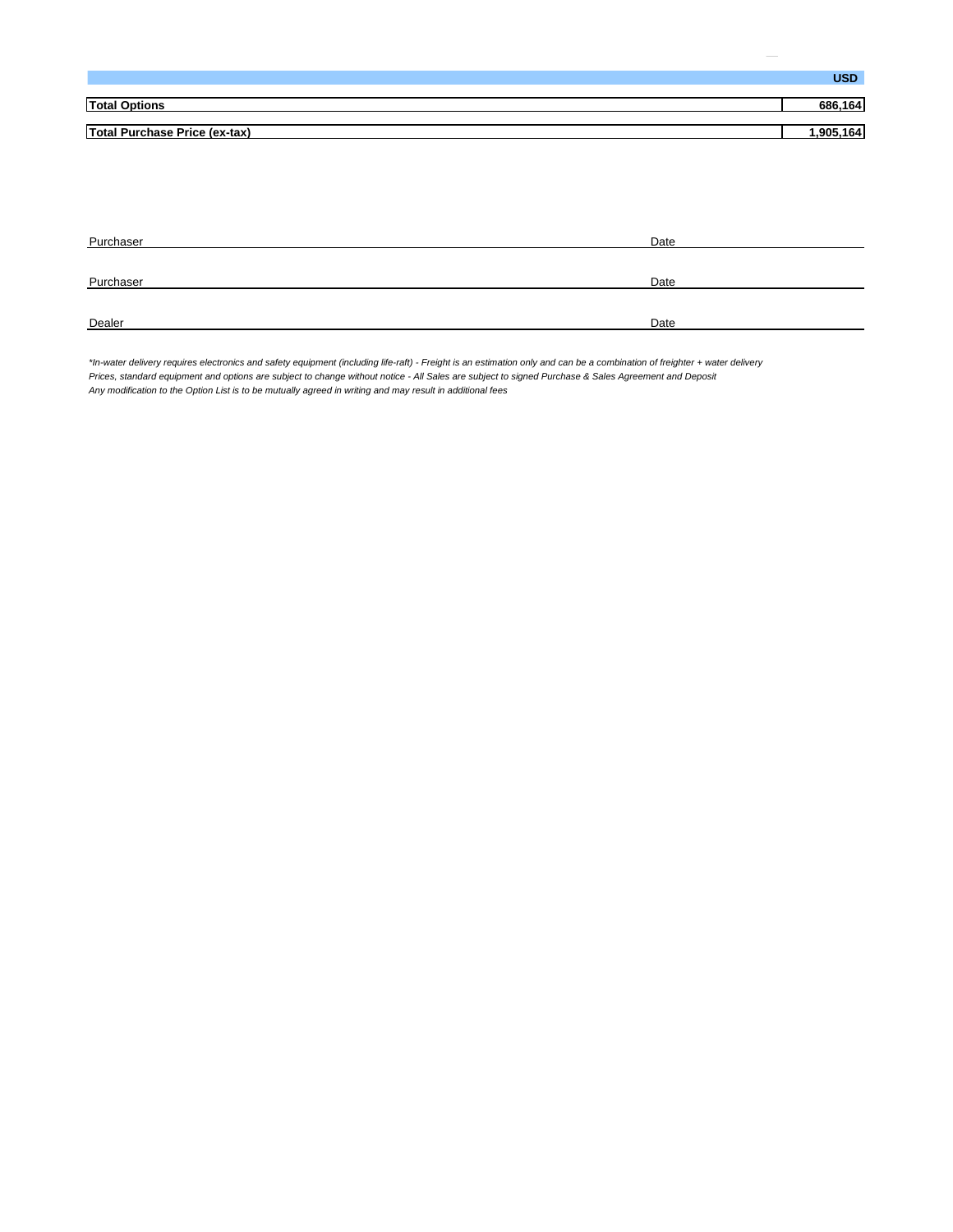| | USD |
|---|---|
| **Total Options** | **686,164** |
| **Total Purchase Price (ex-tax)** | **1,905,164** |

Purchaser ______________________ Date ______________

Purchaser ______________________ Date ______________

Dealer ______________________ Date ______________

*\*In-water delivery requires electronics and safety equipment (including life-raft) - Freight is an estimation only and can be a combination of freighter + water delivery*
*Prices, standard equipment and options are subject to change without notice - All Sales are subject to signed Purchase & Sales Agreement and Deposit*
*Any modification to the Option List is to be mutually agreed in writing and may result in additional fees*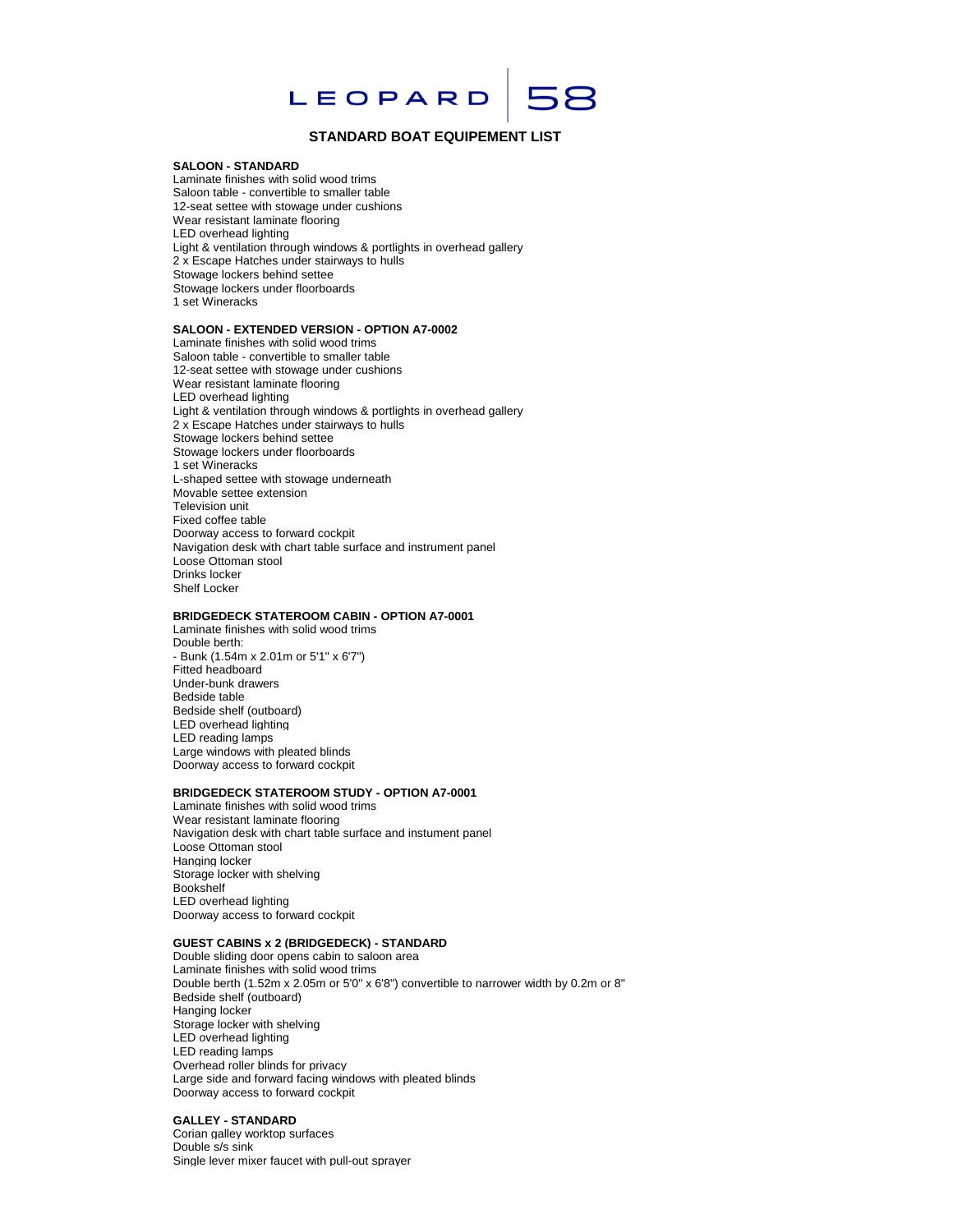# LEOPARD 58

## STANDARD BOAT EQUIPEMENT LIST

**SALOON - STANDARD**

Laminate finishes with solid wood trims
Saloon table - convertible to smaller table
12-seat settee with stowage under cushions
Wear resistant laminate flooring
LED overhead lighting
Light & ventilation through windows & portlights in overhead gallery
2 x Escape Hatches under stairways to hulls
Stowage lockers behind settee
Stowage lockers under floorboards
1 set Wineracks

**SALOON - EXTENDED VERSION - OPTION A7-0002**

Laminate finishes with solid wood trims
Saloon table - convertible to smaller table
12-seat settee with stowage under cushions
Wear resistant laminate flooring
LED overhead lighting
Light & ventilation through windows & portlights in overhead gallery
2 x Escape Hatches under stairways to hulls
Stowage lockers behind settee
Stowage lockers under floorboards
1 set Wineracks
L-shaped settee with stowage underneath
Movable settee extension
Television unit
Fixed coffee table
Doorway access to forward cockpit
Navigation desk with chart table surface and instrument panel
Loose Ottoman stool
Drinks locker
Shelf Locker

**BRIDGEDECK STATEROOM CABIN - OPTION A7-0001**

Laminate finishes with solid wood trims
Double berth:
- Bunk (1.54m x 2.01m or 5'1" x 6'7")
Fitted headboard
Under-bunk drawers
Bedside table
Bedside shelf (outboard)
LED overhead lighting
LED reading lamps
Large windows with pleated blinds
Doorway access to forward cockpit

**BRIDGEDECK STATEROOM STUDY - OPTION A7-0001**

Laminate finishes with solid wood trims
Wear resistant laminate flooring
Navigation desk with chart table surface and instument panel
Loose Ottoman stool
Hanging locker
Storage locker with shelving
Bookshelf
LED overhead lighting
Doorway access to forward cockpit

**GUEST CABINS x 2 (BRIDGEDECK) - STANDARD**

Double sliding door opens cabin to saloon area
Laminate finishes with solid wood trims
Double berth (1.52m x 2.05m or 5'0" x 6'8") convertible to narrower width by 0.2m or 8"
Bedside shelf (outboard)
Hanging locker
Storage locker with shelving
LED overhead lighting
LED reading lamps
Overhead roller blinds for privacy
Large side and forward facing windows with pleated blinds
Doorway access to forward cockpit

**GALLEY - STANDARD**

Corian galley worktop surfaces
Double s/s sink
Single lever mixer faucet with pull-out sprayer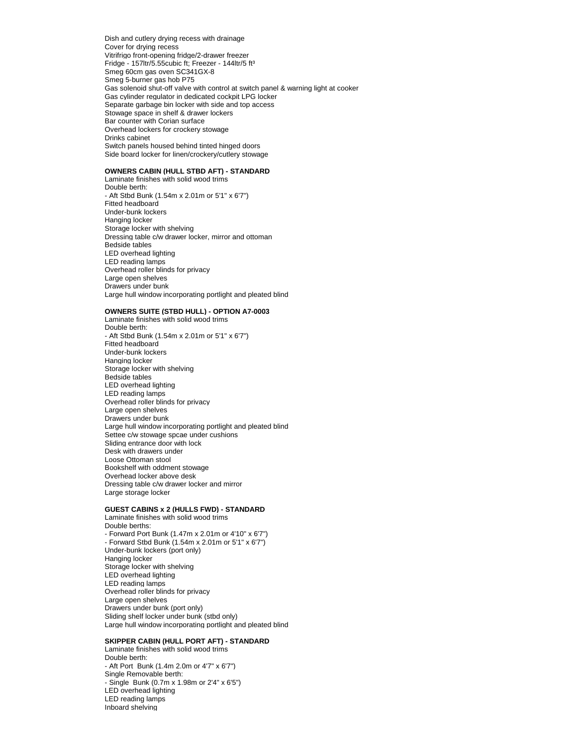Dish and cutlery drying recess with drainage
Cover for drying recess
Vitrifrigo front-opening fridge/2-drawer freezer
Fridge - 157ltr/5.55cubic ft; Freezer - 144ltr/5 ft³
Smeg 60cm gas oven SC341GX-8
Smeg 5-burner gas hob P75
Gas solenoid shut-off valve with control at switch panel & warning light at cooker
Gas cylinder regulator in dedicated cockpit LPG locker
Separate garbage bin locker with side and top access
Stowage space in shelf & drawer lockers
Bar counter with Corian surface
Overhead lockers for crockery stowage
Drinks cabinet
Switch panels housed behind tinted hinged doors
Side board locker for linen/crockery/cutlery stowage

**OWNERS CABIN (HULL STBD AFT) - STANDARD**

Laminate finishes with solid wood trims
Double berth:
- Aft Stbd Bunk (1.54m x 2.01m or 5'1" x 6'7")

Fitted headboard
Under-bunk lockers
Hanging locker
Storage locker with shelving
Dressing table c/w drawer locker, mirror and ottoman
Bedside tables
LED overhead lighting
LED reading lamps
Overhead roller blinds for privacy
Large open shelves
Drawers under bunk
Large hull window incorporating portlight and pleated blind

**OWNERS SUITE (STBD HULL) - OPTION A7-0003**

Laminate finishes with solid wood trims
Double berth:
- Aft Stbd Bunk (1.54m x 2.01m or 5'1" x 6'7")

Fitted headboard
Under-bunk lockers
Hanging locker
Storage locker with shelving
Bedside tables
LED overhead lighting
LED reading lamps
Overhead roller blinds for privacy
Large open shelves
Drawers under bunk
Large hull window incorporating portlight and pleated blind
Settee c/w stowage spcae under cushions
Sliding entrance door with lock
Desk with drawers under
Loose Ottoman stool
Bookshelf with oddment stowage
Overhead locker above desk
Dressing table c/w drawer locker and mirror
Large storage locker

**GUEST CABINS x 2 (HULLS FWD) - STANDARD**

Laminate finishes with solid wood trims
Double berths:
- Forward Port Bunk (1.47m x 2.01m or 4'10" x 6'7")
- Forward Stbd Bunk (1.54m x 2.01m or 5'1" x 6'7")

Under-bunk lockers (port only)
Hanging locker
Storage locker with shelving
LED overhead lighting
LED reading lamps
Overhead roller blinds for privacy
Large open shelves
Drawers under bunk (port only)
Sliding shelf locker under bunk (stbd only)
Large hull window incorporating portlight and pleated blind

**SKIPPER CABIN (HULL PORT AFT) - STANDARD**

Laminate finishes with solid wood trims
Double berth:
- Aft Port  Bunk (1.4m 2.0m or 4'7" x 6'7")

Single Removable berth:
- Single  Bunk (0.7m x 1.98m or 2'4" x 6'5")

LED overhead lighting
LED reading lamps
Inboard shelving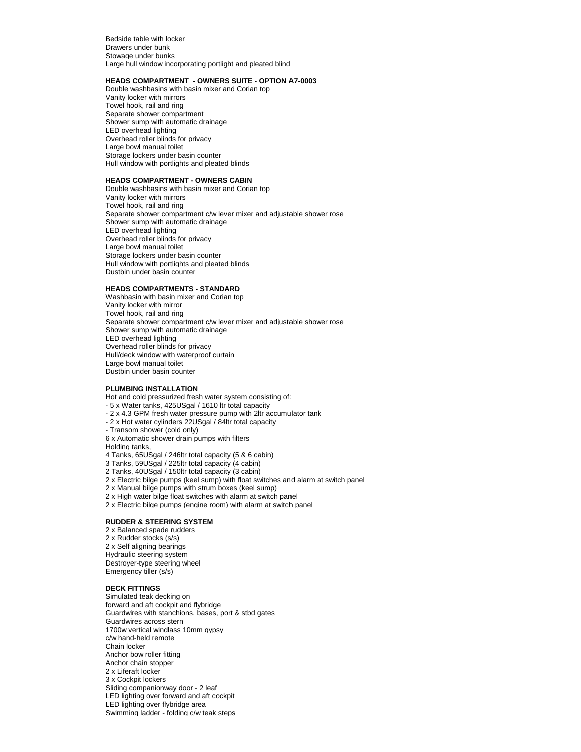Bedside table with locker
Drawers under bunk
Stowage under bunks
Large hull window incorporating portlight and pleated blind

**HEADS COMPARTMENT - OWNERS SUITE - OPTION A7-0003**

Double washbasins with basin mixer and Corian top
Vanity locker with mirrors
Towel hook, rail and ring
Separate shower compartment
Shower sump with automatic drainage
LED overhead lighting
Overhead roller blinds for privacy
Large bowl manual toilet
Storage lockers under basin counter
Hull window with portlights and pleated blinds

**HEADS COMPARTMENT - OWNERS CABIN**

Double washbasins with basin mixer and Corian top
Vanity locker with mirrors
Towel hook, rail and ring
Separate shower compartment c/w lever mixer and adjustable shower rose
Shower sump with automatic drainage
LED overhead lighting
Overhead roller blinds for privacy
Large bowl manual toilet
Storage lockers under basin counter
Hull window with portlights and pleated blinds
Dustbin under basin counter

**HEADS COMPARTMENTS - STANDARD**

Washbasin with basin mixer and Corian top
Vanity locker with mirror
Towel hook, rail and ring
Separate shower compartment c/w lever mixer and adjustable shower rose
Shower sump with automatic drainage
LED overhead lighting
Overhead roller blinds for privacy
Hull/deck window with waterproof curtain
Large bowl manual toilet
Dustbin under basin counter

**PLUMBING INSTALLATION**

Hot and cold pressurized fresh water system consisting of:
- 5 x Water tanks, 425USgal / 1610 ltr total capacity
- 2 x 4.3 GPM fresh water pressure pump with 2ltr accumulator tank
- 2 x Hot water cylinders 22USgal / 84ltr total capacity
- Transom shower (cold only)

6 x Automatic shower drain pumps with filters
Holding tanks,
4 Tanks, 65USgal / 246ltr total capacity (5 & 6 cabin)
3 Tanks, 59USgal / 225ltr total capacity (4 cabin)
2 Tanks, 40USgal / 150ltr total capacity (3 cabin)
2 x Electric bilge pumps (keel sump) with float switches and alarm at switch panel
2 x Manual bilge pumps with strum boxes (keel sump)
2 x High water bilge float switches with alarm at switch panel
2 x Electric bilge pumps (engine room) with alarm at switch panel

**RUDDER & STEERING SYSTEM**

2 x Balanced spade rudders
2 x Rudder stocks (s/s)
2 x Self aligning bearings
Hydraulic steering system
Destroyer-type steering wheel
Emergency tiller (s/s)

**DECK FITTINGS**

Simulated teak decking on
forward and aft cockpit and flybridge
Guardwires with stanchions, bases, port & stbd gates
Guardwires across stern
1700w vertical windlass 10mm gypsy
c/w hand-held remote
Chain locker
Anchor bow roller fitting
Anchor chain stopper
2 x Liferaft locker
3 x Cockpit lockers
Sliding companionway door - 2 leaf
LED lighting over forward and aft cockpit
LED lighting over flybridge area
Swimming ladder - folding c/w teak steps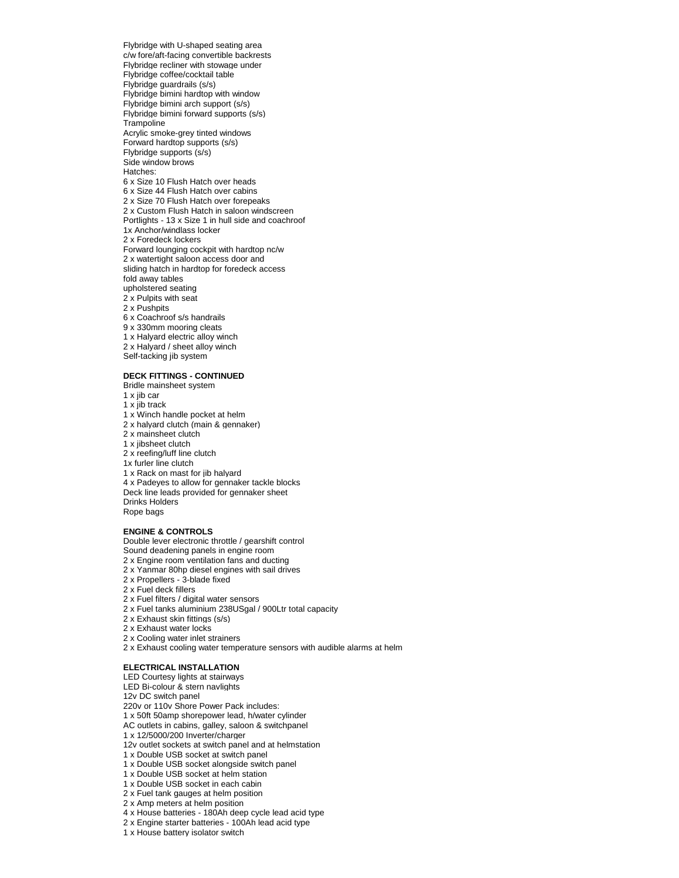Flybridge with U-shaped seating area
c/w fore/aft-facing convertible backrests
Flybridge recliner with stowage under
Flybridge coffee/cocktail table
Flybridge guardrails (s/s)
Flybridge bimini hardtop with window
Flybridge bimini arch support (s/s)
Flybridge bimini forward supports (s/s)
Trampoline
Acrylic smoke-grey tinted windows
Forward hardtop supports (s/s)
Flybridge supports (s/s)
Side window brows
Hatches:
6 x Size 10 Flush Hatch over heads
6 x Size 44 Flush Hatch over cabins
2 x Size 70 Flush Hatch over forepeaks
2 x Custom Flush Hatch in saloon windscreen
Portlights - 13 x Size 1 in hull side and coachroof
1x Anchor/windlass locker
2 x Foredeck lockers
Forward lounging cockpit with hardtop nc/w
2 x watertight saloon access door and
sliding hatch in hardtop for foredeck access
fold away tables
upholstered seating
2 x Pulpits with seat
2 x Pushpits
6 x Coachroof s/s handrails
9 x 330mm mooring cleats
1 x Halyard electric alloy winch
2 x Halyard / sheet alloy winch
Self-tacking jib system

**DECK FITTINGS - CONTINUED**

Bridle mainsheet system
1 x jib car
1 x jib track
1 x Winch handle pocket at helm
2 x halyard clutch (main & gennaker)
2 x mainsheet clutch
1 x jibsheet clutch
2 x reefing/luff line clutch
1x furler line clutch
1 x Rack on mast for jib halyard
4 x Padeyes to allow for gennaker tackle blocks
Deck line leads provided for gennaker sheet
Drinks Holders
Rope bags

**ENGINE & CONTROLS**

Double lever electronic throttle / gearshift control
Sound deadening panels in engine room
2 x Engine room ventilation fans and ducting
2 x Yanmar 80hp diesel engines with sail drives
2 x Propellers - 3-blade fixed
2 x Fuel deck fillers
2 x Fuel filters / digital water sensors
2 x Fuel tanks aluminium 238USgal / 900Ltr total capacity
2 x Exhaust skin fittings (s/s)
2 x Exhaust water locks
2 x Cooling water inlet strainers
2 x Exhaust cooling water temperature sensors with audible alarms at helm

**ELECTRICAL INSTALLATION**

LED Courtesy lights at stairways
LED Bi-colour & stern navlights
12v DC switch panel
220v or 110v Shore Power Pack includes:
1 x 50ft 50amp shorepower lead, h/water cylinder
AC outlets in cabins, galley, saloon & switchpanel
1 x 12/5000/200 Inverter/charger
12v outlet sockets at switch panel and at helmstation
1 x Double USB socket at switch panel
1 x Double USB socket alongside switch panel
1 x Double USB socket at helm station
1 x Double USB socket in each cabin
2 x Fuel tank gauges at helm position
2 x Amp meters at helm position
4 x House batteries - 180Ah deep cycle lead acid type
2 x Engine starter batteries - 100Ah lead acid type
1 x House battery isolator switch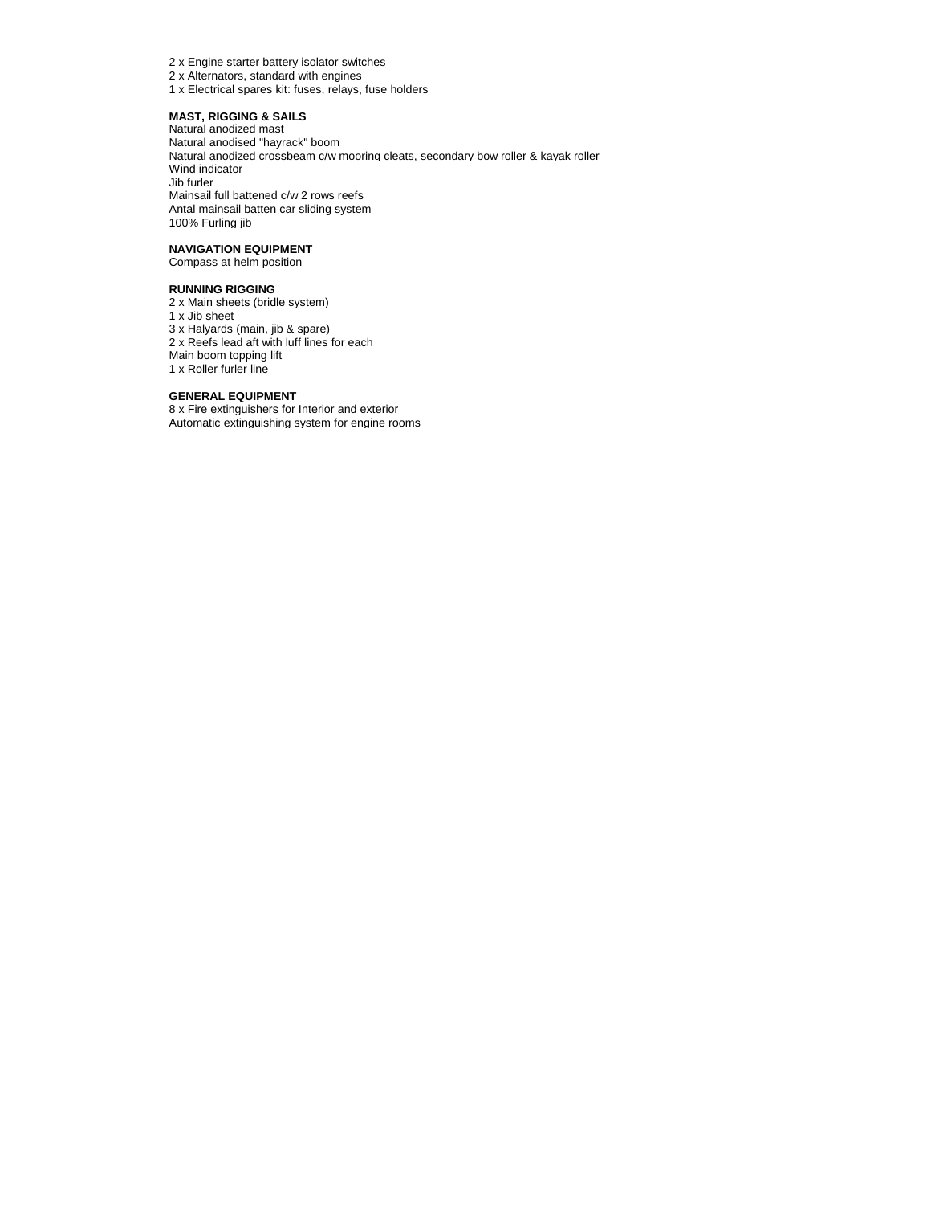2 x Engine starter battery isolator switches
2 x Alternators, standard with engines
1 x Electrical spares kit: fuses, relays, fuse holders

**MAST, RIGGING & SAILS**
Natural anodized mast
Natural anodised "hayrack" boom
Natural anodized crossbeam c/w mooring cleats, secondary bow roller & kayak roller
Wind indicator
Jib furler
Mainsail full battened c/w 2 rows reefs
Antal mainsail batten car sliding system
100% Furling jib

**NAVIGATION EQUIPMENT**
Compass at helm position

**RUNNING RIGGING**
2 x Main sheets (bridle system)
1 x Jib sheet
3 x Halyards (main, jib & spare)
2 x Reefs lead aft with luff lines for each
Main boom topping lift
1 x Roller furler line

**GENERAL EQUIPMENT**
8 x Fire extinguishers for Interior and exterior
Automatic extinguishing system for engine rooms